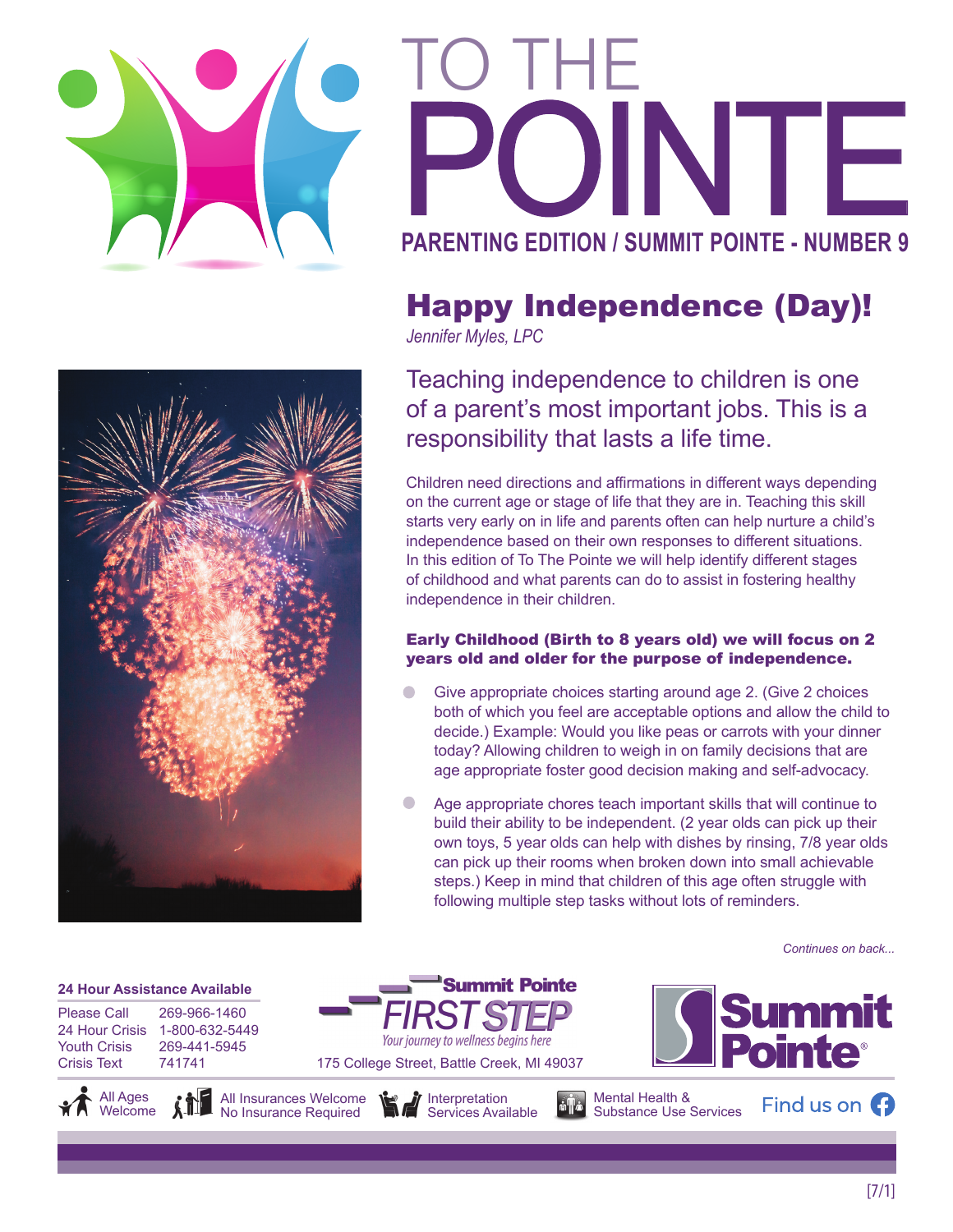# TO THE POINTE

**PARENTING EDITION / SUMMIT POINTE - NUMBER 9**

## Happy Independence (Day)!

*Jennifer Myles, LPC*

Teaching independence to children is one of a parent's most important jobs. This is a responsibility that lasts a life time.

Children need directions and affirmations in different ways depending on the current age or stage of life that they are in. Teaching this skill starts very early on in life and parents often can help nurture a child's independence based on their own responses to different situations. In this edition of To The Pointe we will help identify different stages of childhood and what parents can do to assist in fostering healthy independence in their children.

**Early Childhood (Birth to 8 years old) we will focus on 2 years old and older for the purpose of independence.**

- Give appropriate choices starting around age 2. (Give 2 choices both of which you feel are acceptable options and allow the child to decide.) Example: Would you like peas or carrots with your dinner today? Allowing children to weigh in on family decisions that are age appropriate foster good decision making and self-advocacy.
- Age appropriate chores teach important skills that will continue to build their ability to be independent. (2 year olds can pick up their own toys, 5 year olds can help with dishes by rinsing, 7/8 year olds can pick up their rooms when broken down into small achievable steps.) Keep in mind that children of this age often struggle with following multiple step tasks without lots of reminders.

*Continues on back...*

**24 Hour Assistance Available**

| | |
|---|---|
| Please Call | 269-966-1460 |
| 24 Hour Crisis | 1-800-632-5449 |
| Youth Crisis | 269-441-5945 |
| Crisis Text | 741741 |

Summit Pointe FIRST STEP
Your journey to wellness begins here
175 College Street, Battle Creek, MI 49037

Summit Pointe®

All Ages Welcome | All Insurances Welcome No Insurance Required | Interpretation Services Available | Mental Health & Substance Use Services | Find us on Facebook

[7/1]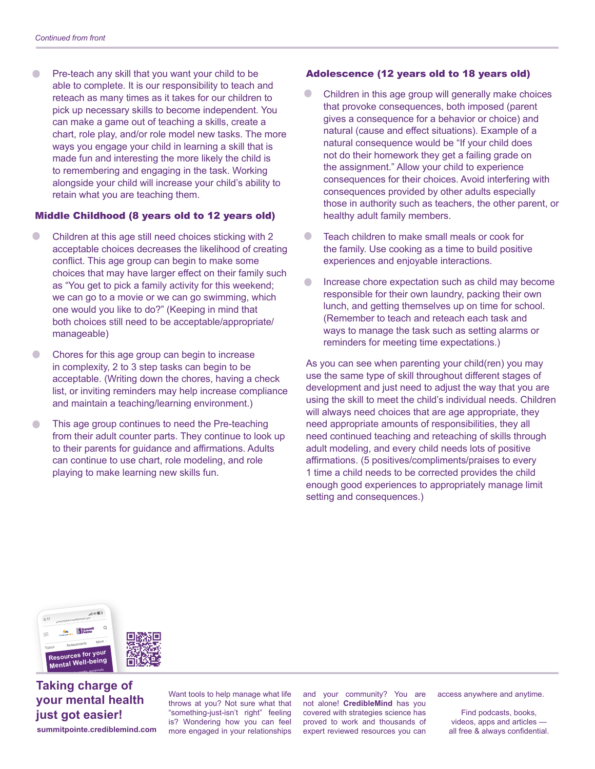*Continued from front*

- Pre-teach any skill that you want your child to be able to complete. It is our responsibility to teach and reteach as many times as it takes for our children to pick up necessary skills to become independent. You can make a game out of teaching a skills, create a chart, role play, and/or role model new tasks. The more ways you engage your child in learning a skill that is made fun and interesting the more likely the child is to remembering and engaging in the task. Working alongside your child will increase your child's ability to retain what you are teaching them.

### Middle Childhood (8 years old to 12 years old)

- Children at this age still need choices sticking with 2 acceptable choices decreases the likelihood of creating conflict. This age group can begin to make some choices that may have larger effect on their family such as "You get to pick a family activity for this weekend; we can go to a movie or we can go swimming, which one would you like to do?" (Keeping in mind that both choices still need to be acceptable/appropriate/manageable)
- Chores for this age group can begin to increase in complexity, 2 to 3 step tasks can begin to be acceptable. (Writing down the chores, having a check list, or inviting reminders may help increase compliance and maintain a teaching/learning environment.)
- This age group continues to need the Pre-teaching from their adult counter parts. They continue to look up to their parents for guidance and affirmations. Adults can continue to use chart, role modeling, and role playing to make learning new skills fun.

### Adolescence (12 years old to 18 years old)

- Children in this age group will generally make choices that provoke consequences, both imposed (parent gives a consequence for a behavior or choice) and natural (cause and effect situations). Example of a natural consequence would be "If your child does not do their homework they get a failing grade on the assignment." Allow your child to experience consequences for their choices. Avoid interfering with consequences provided by other adults especially those in authority such as teachers, the other parent, or healthy adult family members.
- Teach children to make small meals or cook for the family. Use cooking as a time to build positive experiences and enjoyable interactions.
- Increase chore expectation such as child may become responsible for their own laundry, packing their own lunch, and getting themselves up on time for school. (Remember to teach and reteach each task and ways to manage the task such as setting alarms or reminders for meeting time expectations.)

As you can see when parenting your child(ren) you may use the same type of skill throughout different stages of development and just need to adjust the way that you are using the skill to meet the child's individual needs. Children will always need choices that are age appropriate, they need appropriate amounts of responsibilities, they all need continued teaching and reteaching of skills through adult modeling, and every child needs lots of positive affirmations. (5 positives/compliments/praises to every 1 time a child needs to be corrected provides the child enough good experiences to appropriately manage limit setting and consequences.)

## Taking charge of your mental health just got easier!

**summitpointe.crediblemind.com**

Want tools to help manage what life throws at you? Not sure what that "something-just-isn't right" feeling is? Wondering how you can feel more engaged in your relationships and your community? You are not alone! **CredibleMind** has you covered with strategies science has proved to work and thousands of expert reviewed resources you can access anywhere and anytime.

Find podcasts, books, videos, apps and articles — all free & always confidential.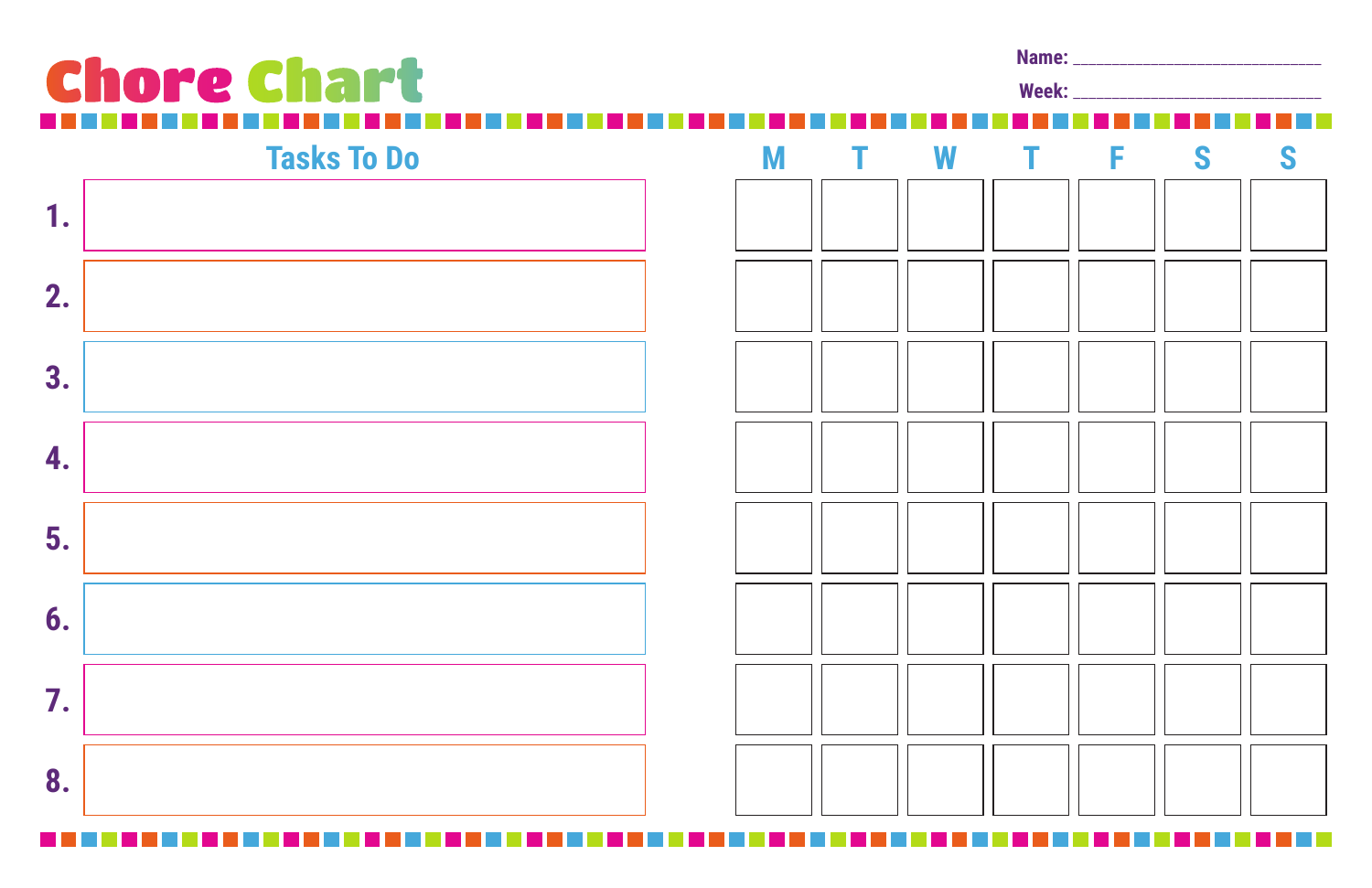# Chore Chart

Name: ______________________________

Week: ______________________________

| Tasks To Do | M | T | W | T | F | S | S |
|---|---|---|---|---|---|---|---|
| 1. | | | | | | | |
| 2. | | | | | | | |
| 3. | | | | | | | |
| 4. | | | | | | | |
| 5. | | | | | | | |
| 6. | | | | | | | |
| 7. | | | | | | | |
| 8. | | | | | | | |